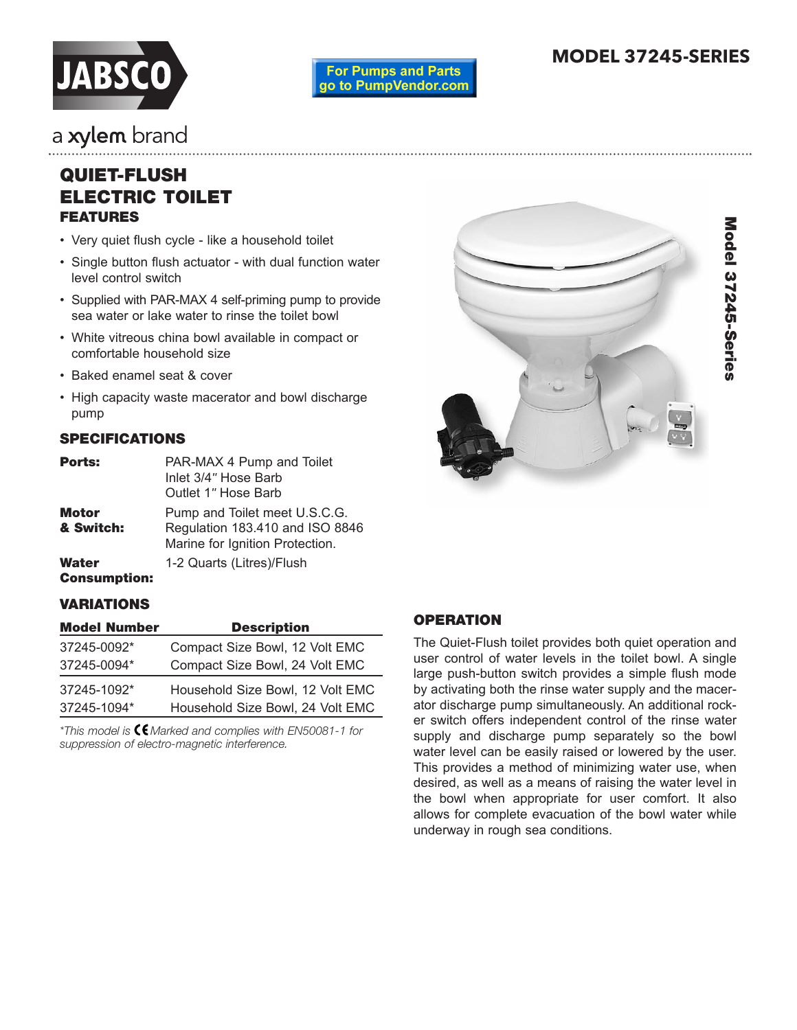# MODEL 37245-SERIES

JABSCO

a xylem brand

For Pumps and Parts go to PumpVendor.com

## QUIET-FLUSH ELECTRIC TOILET

### FEATURES

- Very quiet flush cycle - like a household toilet
- Single button flush actuator - with dual function water level control switch
- Supplied with PAR-MAX 4 self-priming pump to provide sea water or lake water to rinse the toilet bowl
- White vitreous china bowl available in compact or comfortable household size
- Baked enamel seat & cover
- High capacity waste macerator and bowl discharge pump

### SPECIFICATIONS

| | |
|---|---|
| **Ports:** | PAR-MAX 4 Pump and Toilet<br>Inlet 3/4″ Hose Barb<br>Outlet 1″ Hose Barb |
| **Motor & Switch:** | Pump and Toilet meet U.S.C.G. Regulation 183.410 and ISO 8846 Marine for Ignition Protection. |
| **Water Consumption:** | 1-2 Quarts (Litres)/Flush |

### VARIATIONS

| Model Number | Description |
|---|---|
| 37245-0092* | Compact Size Bowl, 12 Volt EMC |
| 37245-0094* | Compact Size Bowl, 24 Volt EMC |
| 37245-1092* | Household Size Bowl, 12 Volt EMC |
| 37245-1094* | Household Size Bowl, 24 Volt EMC |

*\*This model is CE Marked and complies with EN50081-1 for suppression of electro-magnetic interference.*

### OPERATION

The Quiet-Flush toilet provides both quiet operation and user control of water levels in the toilet bowl. A single large push-button switch provides a simple flush mode by activating both the rinse water supply and the macerator discharge pump simultaneously. An additional rocker switch offers independent control of the rinse water supply and discharge pump separately so the bowl water level can be easily raised or lowered by the user. This provides a method of minimizing water use, when desired, as well as a means of raising the water level in the bowl when appropriate for user comfort. It also allows for complete evacuation of the bowl water while underway in rough sea conditions.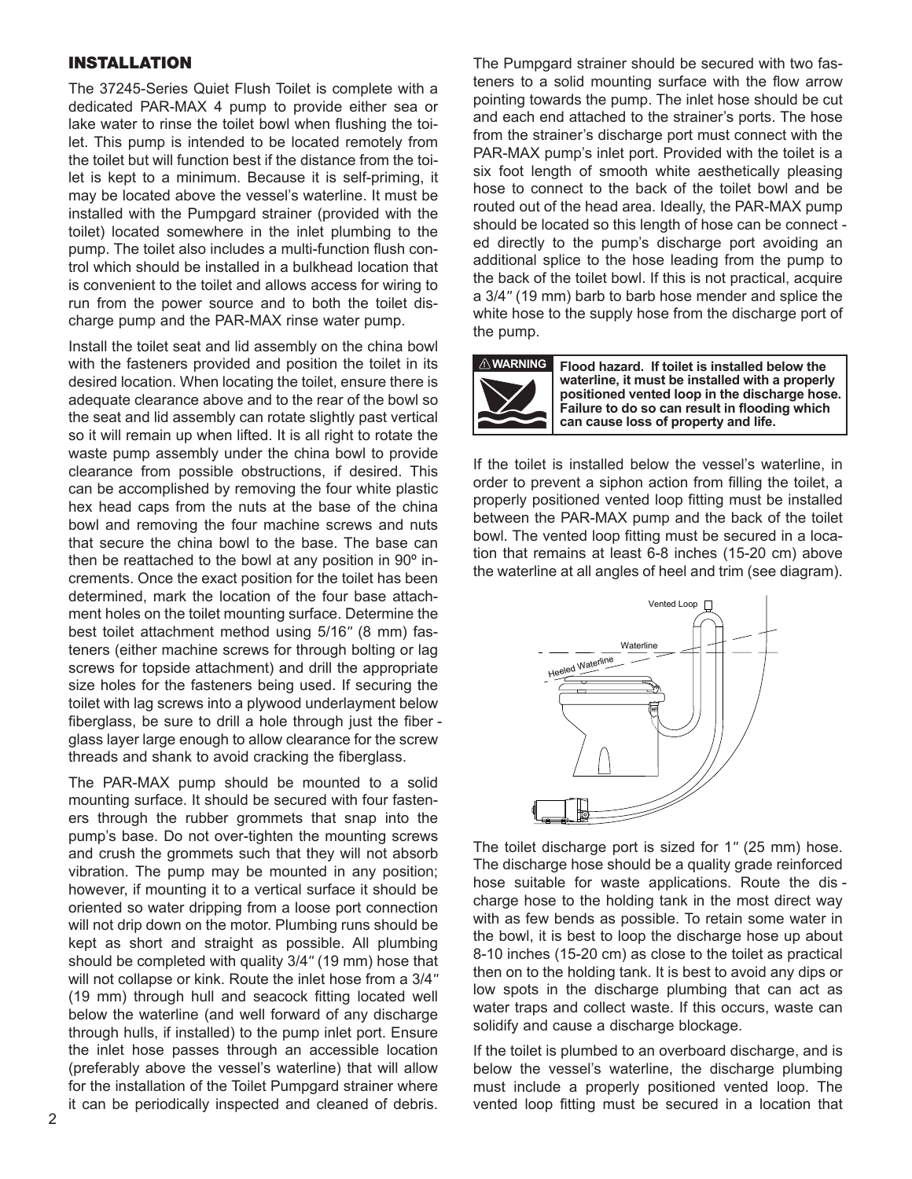## INSTALLATION

The 37245-Series Quiet Flush Toilet is complete with a dedicated PAR-MAX 4 pump to provide either sea or lake water to rinse the toilet bowl when flushing the toilet. This pump is intended to be located remotely from the toilet but will function best if the distance from the toilet is kept to a minimum. Because it is self-priming, it may be located above the vessel's waterline. It must be installed with the Pumpgard strainer (provided with the toilet) located somewhere in the inlet plumbing to the pump. The toilet also includes a multi-function flush control which should be installed in a bulkhead location that is convenient to the toilet and allows access for wiring to run from the power source and to both the toilet discharge pump and the PAR-MAX rinse water pump.

Install the toilet seat and lid assembly on the china bowl with the fasteners provided and position the toilet in its desired location. When locating the toilet, ensure there is adequate clearance above and to the rear of the bowl so the seat and lid assembly can rotate slightly past vertical so it will remain up when lifted. It is all right to rotate the waste pump assembly under the china bowl to provide clearance from possible obstructions, if desired. This can be accomplished by removing the four white plastic hex head caps from the nuts at the base of the china bowl and removing the four machine screws and nuts that secure the china bowl to the base. The base can then be reattached to the bowl at any position in 90º increments. Once the exact position for the toilet has been determined, mark the location of the four base attachment holes on the toilet mounting surface. Determine the best toilet attachment method using 5/16″ (8 mm) fasteners (either machine screws for through bolting or lag screws for topside attachment) and drill the appropriate size holes for the fasteners being used. If securing the toilet with lag screws into a plywood underlayment below fiberglass, be sure to drill a hole through just the fiberglass layer large enough to allow clearance for the screw threads and shank to avoid cracking the fiberglass.

The PAR-MAX pump should be mounted to a solid mounting surface. It should be secured with four fasteners through the rubber grommets that snap into the pump's base. Do not over-tighten the mounting screws and crush the grommets such that they will not absorb vibration. The pump may be mounted in any position; however, if mounting it to a vertical surface it should be oriented so water dripping from a loose port connection will not drip down on the motor. Plumbing runs should be kept as short and straight as possible. All plumbing should be completed with quality 3/4″ (19 mm) hose that will not collapse or kink. Route the inlet hose from a 3/4″ (19 mm) through hull and seacock fitting located well below the waterline (and well forward of any discharge through hulls, if installed) to the pump inlet port. Ensure the inlet hose passes through an accessible location (preferably above the vessel's waterline) that will allow for the installation of the Toilet Pumpgard strainer where it can be periodically inspected and cleaned of debris.

The Pumpgard strainer should be secured with two fasteners to a solid mounting surface with the flow arrow pointing towards the pump. The inlet hose should be cut and each end attached to the strainer's ports. The hose from the strainer's discharge port must connect with the PAR-MAX pump's inlet port. Provided with the toilet is a six foot length of smooth white aesthetically pleasing hose to connect to the back of the toilet bowl and be routed out of the head area. Ideally, the PAR-MAX pump should be located so this length of hose can be connected directly to the pump's discharge port avoiding an additional splice to the hose leading from the pump to the back of the toilet bowl. If this is not practical, acquire a 3/4″ (19 mm) barb to barb hose mender and splice the white hose to the supply hose from the discharge port of the pump.

> ⚠ **WARNING**
> **Flood hazard. If toilet is installed below the waterline, it must be installed with a properly positioned vented loop in the discharge hose. Failure to do so can result in flooding which can cause loss of property and life.**

If the toilet is installed below the vessel's waterline, in order to prevent a siphon action from filling the toilet, a properly positioned vented loop fitting must be installed between the PAR-MAX pump and the back of the toilet bowl. The vented loop fitting must be secured in a location that remains at least 6-8 inches (15-20 cm) above the waterline at all angles of heel and trim (see diagram).

The toilet discharge port is sized for 1″ (25 mm) hose. The discharge hose should be a quality grade reinforced hose suitable for waste applications. Route the discharge hose to the holding tank in the most direct way with as few bends as possible. To retain some water in the bowl, it is best to loop the discharge hose up about 8-10 inches (15-20 cm) as close to the toilet as practical then on to the holding tank. It is best to avoid any dips or low spots in the discharge plumbing that can act as water traps and collect waste. If this occurs, waste can solidify and cause a discharge blockage.

If the toilet is plumbed to an overboard discharge, and is below the vessel's waterline, the discharge plumbing must include a properly positioned vented loop. The vented loop fitting must be secured in a location that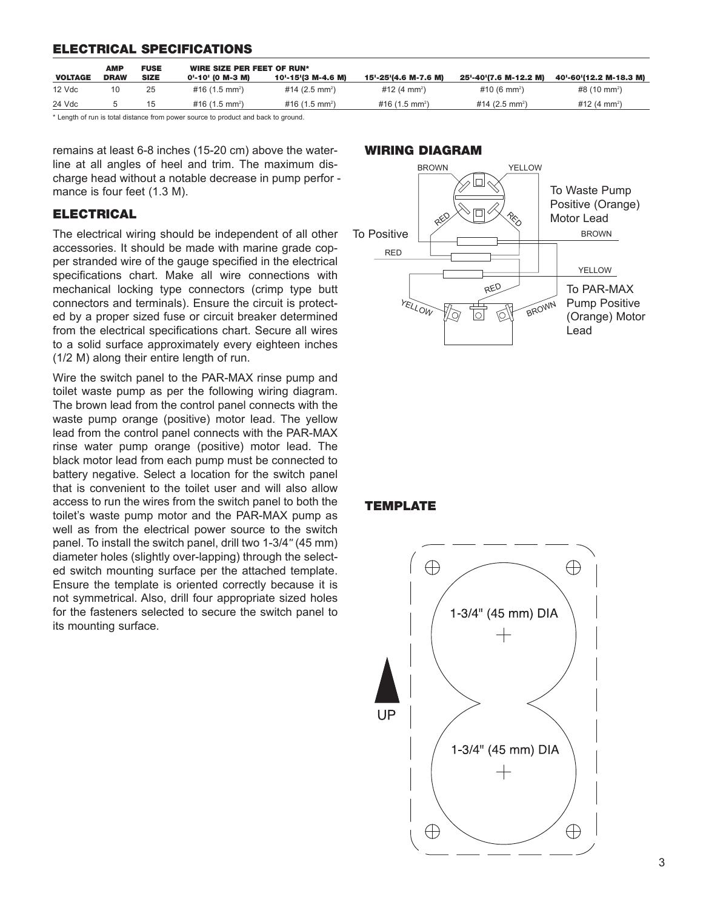## ELECTRICAL SPECIFICATIONS

| VOLTAGE | AMP DRAW | FUSE SIZE | WIRE SIZE PER FEET OF RUN* 0'-10' (0 M-3 M) | 10'-15'(3 M-4.6 M) | 15'-25'(4.6 M-7.6 M) | 25'-40'(7.6 M-12.2 M) | 40'-60'(12.2 M-18.3 M) |
|---|---|---|---|---|---|---|---|
| 12 Vdc | 10 | 25 | #16 (1.5 mm$^2$) | #14 (2.5 mm$^2$) | #12 (4 mm$^2$) | #10 (6 mm$^2$) | #8 (10 mm$^2$) |
| 24 Vdc | 5 | 15 | #16 (1.5 mm$^2$) | #16 (1.5 mm$^2$) | #16 (1.5 mm$^2$) | #14 (2.5 mm$^2$) | #12 (4 mm$^2$) |

* Length of run is total distance from power source to product and back to ground.

remains at least 6-8 inches (15-20 cm) above the waterline at all angles of heel and trim. The maximum discharge head without a notable decrease in pump performance is four feet (1.3 M).

## ELECTRICAL

The electrical wiring should be independent of all other accessories. It should be made with marine grade copper stranded wire of the gauge specified in the electrical specifications chart. Make all wire connections with mechanical locking type connectors (crimp type butt connectors and terminals). Ensure the circuit is protected by a proper sized fuse or circuit breaker determined from the electrical specifications chart. Secure all wires to a solid surface approximately every eighteen inches (1/2 M) along their entire length of run.

Wire the switch panel to the PAR-MAX rinse pump and toilet waste pump as per the following wiring diagram. The brown lead from the control panel connects with the waste pump orange (positive) motor lead. The yellow lead from the control panel connects with the PAR-MAX rinse water pump orange (positive) motor lead. The black motor lead from each pump must be connected to battery negative. Select a location for the switch panel that is convenient to the toilet user and will also allow access to run the wires from the switch panel to both the toilet's waste pump motor and the PAR-MAX pump as well as from the electrical power source to the switch panel. To install the switch panel, drill two 1-3/4" (45 mm) diameter holes (slightly over-lapping) through the selected switch mounting surface per the attached template. Ensure the template is oriented correctly because it is not symmetrical. Also, drill four appropriate sized holes for the fasteners selected to secure the switch panel to its mounting surface.

## WIRING DIAGRAM

BROWN · YELLOW · RED · RED

To Positive — RED

To Waste Pump Positive (Orange) Motor Lead — BROWN

To PAR-MAX Pump Positive (Orange) Motor Lead — YELLOW

YELLOW · RED · BROWN

## TEMPLATE

UP

1-3/4" (45 mm) DIA

1-3/4" (45 mm) DIA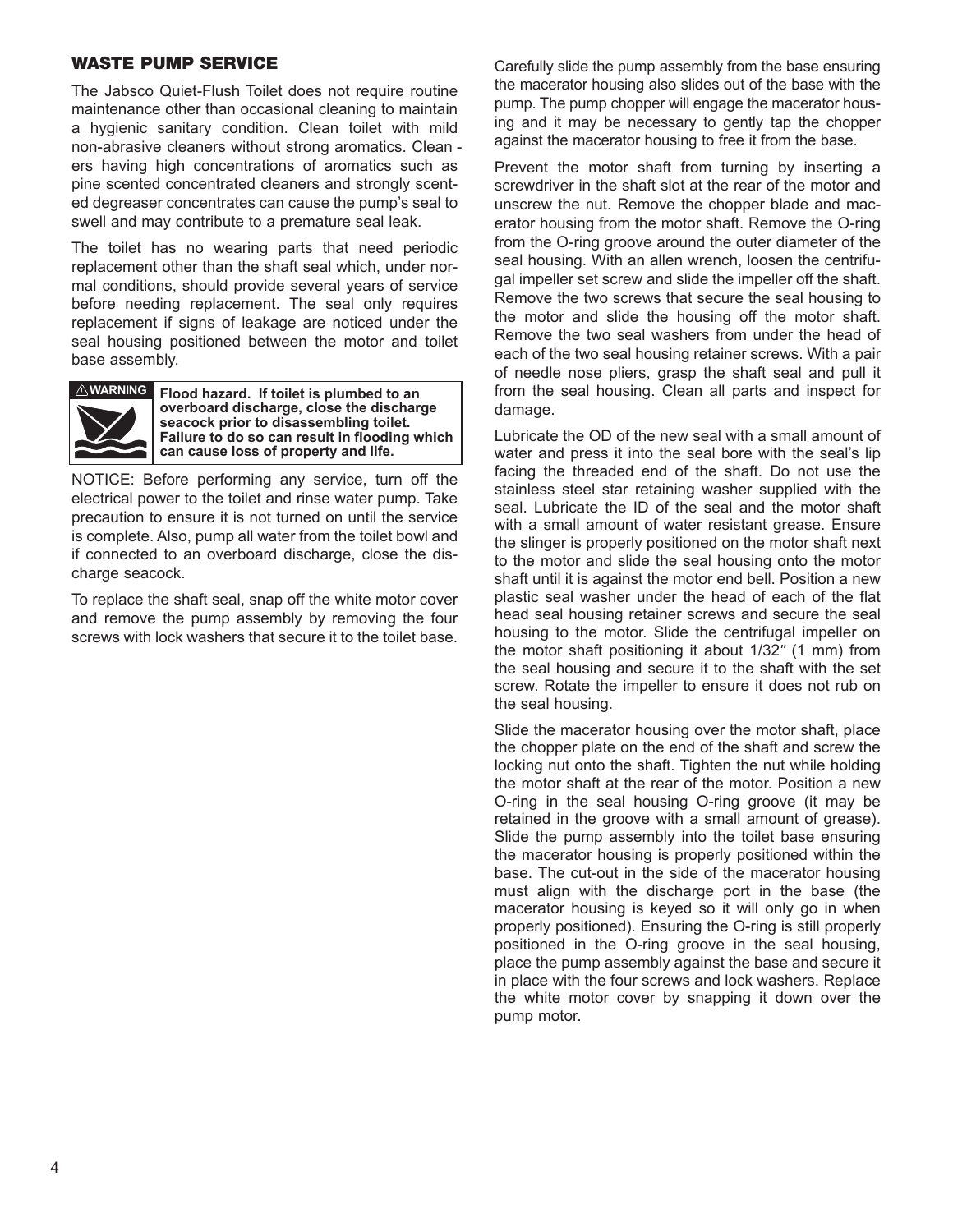## WASTE PUMP SERVICE

The Jabsco Quiet-Flush Toilet does not require routine maintenance other than occasional cleaning to maintain a hygienic sanitary condition. Clean toilet with mild non-abrasive cleaners without strong aromatics. Cleaners having high concentrations of aromatics such as pine scented concentrated cleaners and strongly scented degreaser concentrates can cause the pump's seal to swell and may contribute to a premature seal leak.

The toilet has no wearing parts that need periodic replacement other than the shaft seal which, under normal conditions, should provide several years of service before needing replacement. The seal only requires replacement if signs of leakage are noticed under the seal housing positioned between the motor and toilet base assembly.

**⚠WARNING** **Flood hazard. If toilet is plumbed to an overboard discharge, close the discharge seacock prior to disassembling toilet. Failure to do so can result in flooding which can cause loss of property and life.**

NOTICE: Before performing any service, turn off the electrical power to the toilet and rinse water pump. Take precaution to ensure it is not turned on until the service is complete. Also, pump all water from the toilet bowl and if connected to an overboard discharge, close the discharge seacock.

To replace the shaft seal, snap off the white motor cover and remove the pump assembly by removing the four screws with lock washers that secure it to the toilet base.

Carefully slide the pump assembly from the base ensuring the macerator housing also slides out of the base with the pump. The pump chopper will engage the macerator housing and it may be necessary to gently tap the chopper against the macerator housing to free it from the base.

Prevent the motor shaft from turning by inserting a screwdriver in the shaft slot at the rear of the motor and unscrew the nut. Remove the chopper blade and macerator housing from the motor shaft. Remove the O-ring from the O-ring groove around the outer diameter of the seal housing. With an allen wrench, loosen the centrifugal impeller set screw and slide the impeller off the shaft. Remove the two screws that secure the seal housing to the motor and slide the housing off the motor shaft. Remove the two seal washers from under the head of each of the two seal housing retainer screws. With a pair of needle nose pliers, grasp the shaft seal and pull it from the seal housing. Clean all parts and inspect for damage.

Lubricate the OD of the new seal with a small amount of water and press it into the seal bore with the seal's lip facing the threaded end of the shaft. Do not use the stainless steel star retaining washer supplied with the seal. Lubricate the ID of the seal and the motor shaft with a small amount of water resistant grease. Ensure the slinger is properly positioned on the motor shaft next to the motor and slide the seal housing onto the motor shaft until it is against the motor end bell. Position a new plastic seal washer under the head of each of the flat head seal housing retainer screws and secure the seal housing to the motor. Slide the centrifugal impeller on the motor shaft positioning it about 1/32″ (1 mm) from the seal housing and secure it to the shaft with the set screw. Rotate the impeller to ensure it does not rub on the seal housing.

Slide the macerator housing over the motor shaft, place the chopper plate on the end of the shaft and screw the locking nut onto the shaft. Tighten the nut while holding the motor shaft at the rear of the motor. Position a new O-ring in the seal housing O-ring groove (it may be retained in the groove with a small amount of grease). Slide the pump assembly into the toilet base ensuring the macerator housing is properly positioned within the base. The cut-out in the side of the macerator housing must align with the discharge port in the base (the macerator housing is keyed so it will only go in when properly positioned). Ensuring the O-ring is still properly positioned in the O-ring groove in the seal housing, place the pump assembly against the base and secure it in place with the four screws and lock washers. Replace the white motor cover by snapping it down over the pump motor.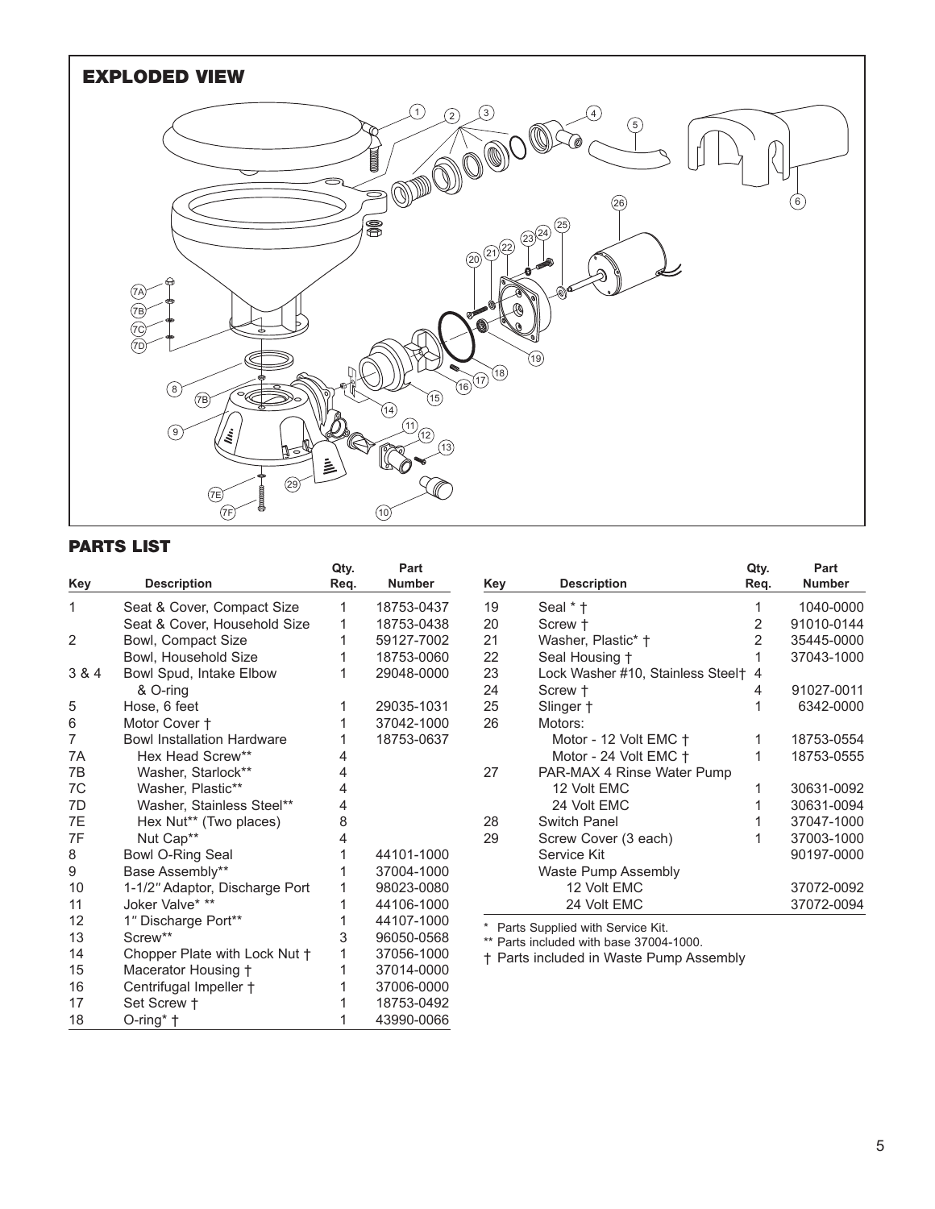## EXPLODED VIEW

## PARTS LIST

| Key | Description | Qty. Req. | Part Number |
|---|---|---|---|
| 1 | Seat & Cover, Compact Size | 1 | 18753-0437 |
| | Seat & Cover, Household Size | 1 | 18753-0438 |
| 2 | Bowl, Compact Size | 1 | 59127-7002 |
| | Bowl, Household Size | 1 | 18753-0060 |
| 3 & 4 | Bowl Spud, Intake Elbow & O-ring | 1 | 29048-0000 |
| 5 | Hose, 6 feet | 1 | 29035-1031 |
| 6 | Motor Cover † | 1 | 37042-1000 |
| 7 | Bowl Installation Hardware | 1 | 18753-0637 |
| 7A | Hex Head Screw** | 4 | |
| 7B | Washer, Starlock** | 4 | |
| 7C | Washer, Plastic** | 4 | |
| 7D | Washer, Stainless Steel** | 4 | |
| 7E | Hex Nut** (Two places) | 8 | |
| 7F | Nut Cap** | 4 | |
| 8 | Bowl O-Ring Seal | 1 | 44101-1000 |
| 9 | Base Assembly** | 1 | 37004-1000 |
| 10 | 1-1/2″ Adaptor, Discharge Port | 1 | 98023-0080 |
| 11 | Joker Valve* ** | 1 | 44106-1000 |
| 12 | 1″ Discharge Port** | 1 | 44107-1000 |
| 13 | Screw** | 3 | 96050-0568 |
| 14 | Chopper Plate with Lock Nut † | 1 | 37056-1000 |
| 15 | Macerator Housing † | 1 | 37014-0000 |
| 16 | Centrifugal Impeller † | 1 | 37006-0000 |
| 17 | Set Screw † | 1 | 18753-0492 |
| 18 | O-ring* † | 1 | 43990-0066 |
| 19 | Seal * † | 1 | 1040-0000 |
| 20 | Screw † | 2 | 91010-0144 |
| 21 | Washer, Plastic* † | 2 | 35445-0000 |
| 22 | Seal Housing † | 1 | 37043-1000 |
| 23 | Lock Washer #10, Stainless Steel† | 4 | |
| 24 | Screw † | 4 | 91027-0011 |
| 25 | Slinger † | 1 | 6342-0000 |
| 26 | Motors: | | |
| | Motor - 12 Volt EMC † | 1 | 18753-0554 |
| | Motor - 24 Volt EMC † | 1 | 18753-0555 |
| 27 | PAR-MAX 4 Rinse Water Pump | | |
| | 12 Volt EMC | 1 | 30631-0092 |
| | 24 Volt EMC | 1 | 30631-0094 |
| 28 | Switch Panel | 1 | 37047-1000 |
| 29 | Screw Cover (3 each) | 1 | 37003-1000 |
| | Service Kit | | 90197-0000 |
| | Waste Pump Assembly | | |
| | 12 Volt EMC | | 37072-0092 |
| | 24 Volt EMC | | 37072-0094 |

\* Parts Supplied with Service Kit.
\*\* Parts included with base 37004-1000.
† Parts included in Waste Pump Assembly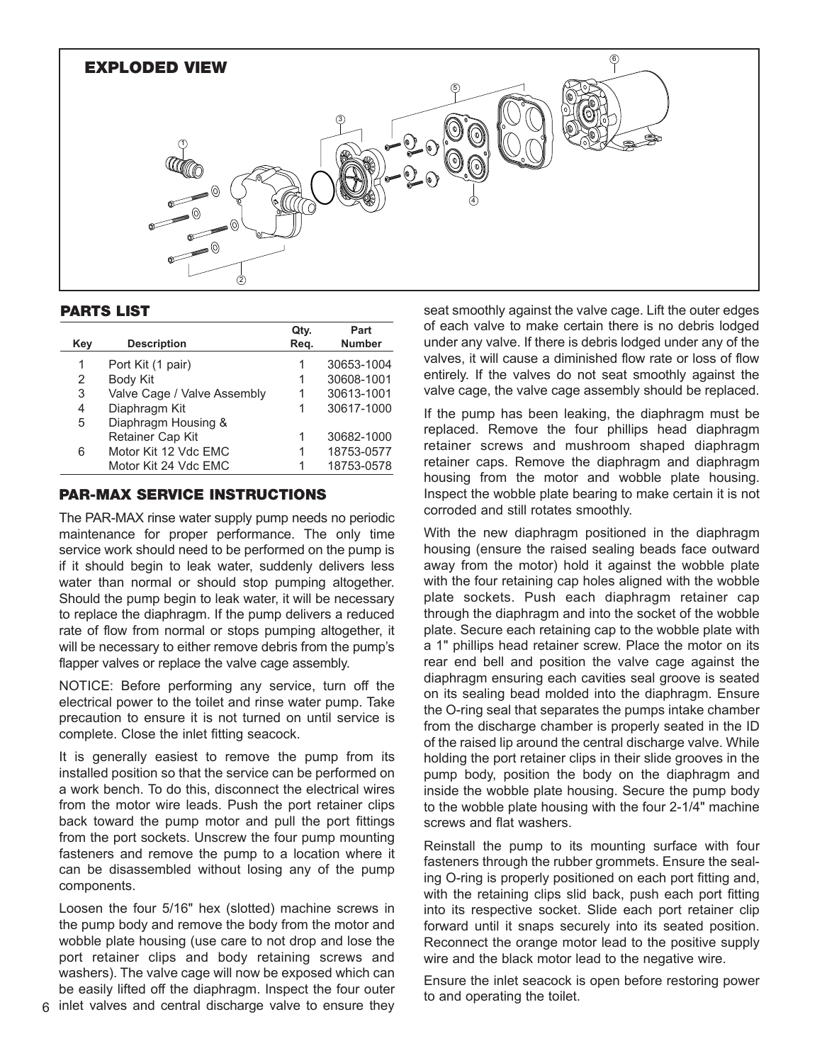## EXPLODED VIEW

## PARTS LIST

| Key | Description | Qty. Req. | Part Number |
|---|---|---|---|
| 1 | Port Kit (1 pair) | 1 | 30653-1004 |
| 2 | Body Kit | 1 | 30608-1001 |
| 3 | Valve Cage / Valve Assembly | 1 | 30613-1001 |
| 4 | Diaphragm Kit | 1 | 30617-1000 |
| 5 | Diaphragm Housing & Retainer Cap Kit | 1 | 30682-1000 |
| 6 | Motor Kit 12 Vdc EMC | 1 | 18753-0577 |
|  | Motor Kit 24 Vdc EMC | 1 | 18753-0578 |

## PAR-MAX SERVICE INSTRUCTIONS

The PAR-MAX rinse water supply pump needs no periodic maintenance for proper performance. The only time service work should need to be performed on the pump is if it should begin to leak water, suddenly delivers less water than normal or should stop pumping altogether. Should the pump begin to leak water, it will be necessary to replace the diaphragm. If the pump delivers a reduced rate of flow from normal or stops pumping altogether, it will be necessary to either remove debris from the pump's flapper valves or replace the valve cage assembly.

NOTICE: Before performing any service, turn off the electrical power to the toilet and rinse water pump. Take precaution to ensure it is not turned on until service is complete. Close the inlet fitting seacock.

It is generally easiest to remove the pump from its installed position so that the service can be performed on a work bench. To do this, disconnect the electrical wires from the motor wire leads. Push the port retainer clips back toward the pump motor and pull the port fittings from the port sockets. Unscrew the four pump mounting fasteners and remove the pump to a location where it can be disassembled without losing any of the pump components.

Loosen the four 5/16" hex (slotted) machine screws in the pump body and remove the body from the motor and wobble plate housing (use care to not drop and lose the port retainer clips and body retaining screws and washers). The valve cage will now be exposed which can be easily lifted off the diaphragm. Inspect the four outer inlet valves and central discharge valve to ensure they seat smoothly against the valve cage. Lift the outer edges of each valve to make certain there is no debris lodged under any valve. If there is debris lodged under any of the valves, it will cause a diminished flow rate or loss of flow entirely. If the valves do not seat smoothly against the valve cage, the valve cage assembly should be replaced.

If the pump has been leaking, the diaphragm must be replaced. Remove the four phillips head diaphragm retainer screws and mushroom shaped diaphragm retainer caps. Remove the diaphragm and diaphragm housing from the motor and wobble plate housing. Inspect the wobble plate bearing to make certain it is not corroded and still rotates smoothly.

With the new diaphragm positioned in the diaphragm housing (ensure the raised sealing beads face outward away from the motor) hold it against the wobble plate with the four retaining cap holes aligned with the wobble plate sockets. Push each diaphragm retainer cap through the diaphragm and into the socket of the wobble plate. Secure each retaining cap to the wobble plate with a 1" phillips head retainer screw. Place the motor on its rear end bell and position the valve cage against the diaphragm ensuring each cavities seal groove is seated on its sealing bead molded into the diaphragm. Ensure the O-ring seal that separates the pumps intake chamber from the discharge chamber is properly seated in the ID of the raised lip around the central discharge valve. While holding the port retainer clips in their slide grooves in the pump body, position the body on the diaphragm and inside the wobble plate housing. Secure the pump body to the wobble plate housing with the four 2-1/4" machine screws and flat washers.

Reinstall the pump to its mounting surface with four fasteners through the rubber grommets. Ensure the sealing O-ring is properly positioned on each port fitting and, with the retaining clips slid back, push each port fitting into its respective socket. Slide each port retainer clip forward until it snaps securely into its seated position. Reconnect the orange motor lead to the positive supply wire and the black motor lead to the negative wire.

Ensure the inlet seacock is open before restoring power to and operating the toilet.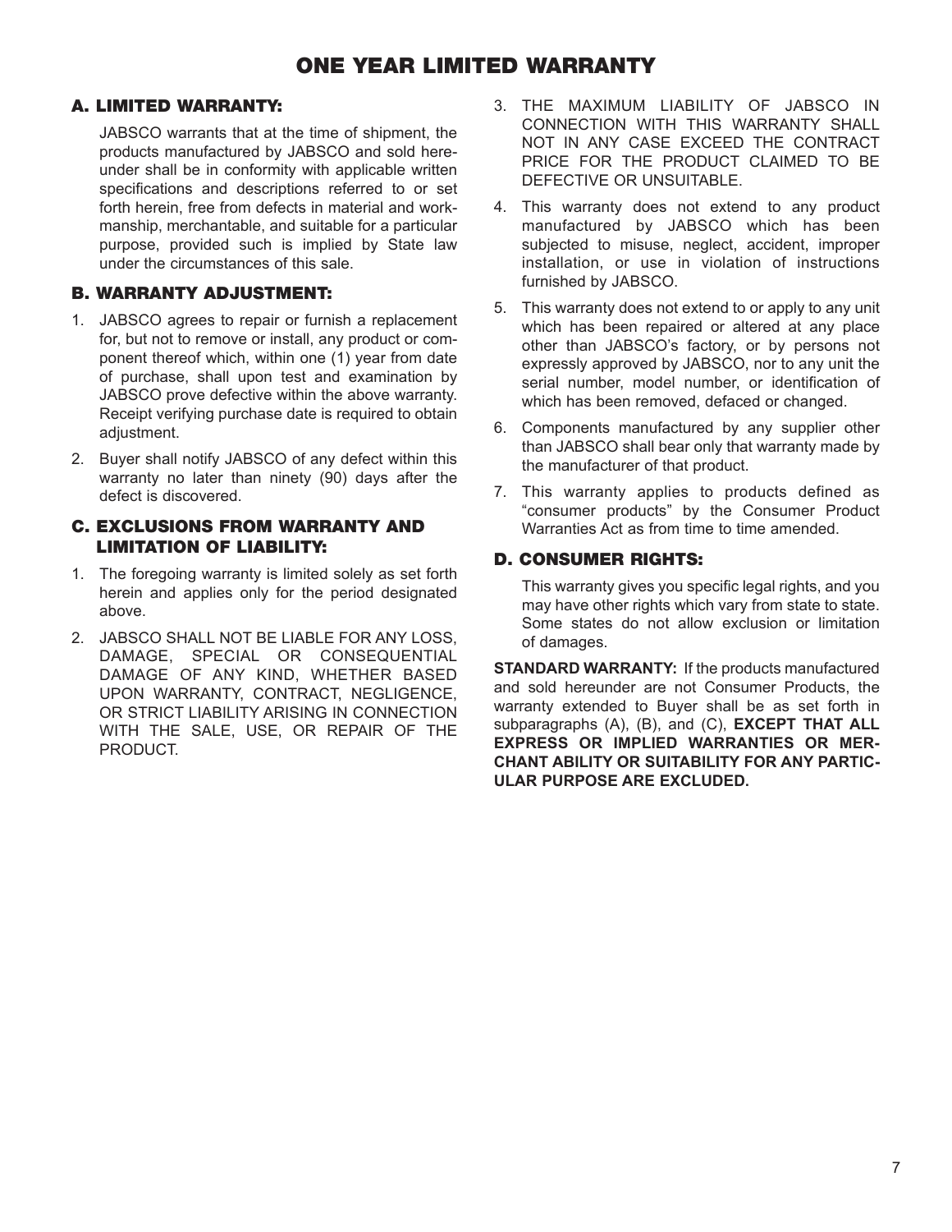# ONE YEAR LIMITED WARRANTY

## A. LIMITED WARRANTY:

JABSCO warrants that at the time of shipment, the products manufactured by JABSCO and sold hereunder shall be in conformity with applicable written specifications and descriptions referred to or set forth herein, free from defects in material and workmanship, merchantable, and suitable for a particular purpose, provided such is implied by State law under the circumstances of this sale.

## B. WARRANTY ADJUSTMENT:

1. JABSCO agrees to repair or furnish a replacement for, but not to remove or install, any product or component thereof which, within one (1) year from date of purchase, shall upon test and examination by JABSCO prove defective within the above warranty. Receipt verifying purchase date is required to obtain adjustment.
2. Buyer shall notify JABSCO of any defect within this warranty no later than ninety (90) days after the defect is discovered.

## C. EXCLUSIONS FROM WARRANTY AND LIMITATION OF LIABILITY:

1. The foregoing warranty is limited solely as set forth herein and applies only for the period designated above.
2. JABSCO SHALL NOT BE LIABLE FOR ANY LOSS, DAMAGE, SPECIAL OR CONSEQUENTIAL DAMAGE OF ANY KIND, WHETHER BASED UPON WARRANTY, CONTRACT, NEGLIGENCE, OR STRICT LIABILITY ARISING IN CONNECTION WITH THE SALE, USE, OR REPAIR OF THE PRODUCT.
3. THE MAXIMUM LIABILITY OF JABSCO IN CONNECTION WITH THIS WARRANTY SHALL NOT IN ANY CASE EXCEED THE CONTRACT PRICE FOR THE PRODUCT CLAIMED TO BE DEFECTIVE OR UNSUITABLE.
4. This warranty does not extend to any product manufactured by JABSCO which has been subjected to misuse, neglect, accident, improper installation, or use in violation of instructions furnished by JABSCO.
5. This warranty does not extend to or apply to any unit which has been repaired or altered at any place other than JABSCO's factory, or by persons not expressly approved by JABSCO, nor to any unit the serial number, model number, or identification of which has been removed, defaced or changed.
6. Components manufactured by any supplier other than JABSCO shall bear only that warranty made by the manufacturer of that product.
7. This warranty applies to products defined as "consumer products" by the Consumer Product Warranties Act as from time to time amended.

## D. CONSUMER RIGHTS:

This warranty gives you specific legal rights, and you may have other rights which vary from state to state. Some states do not allow exclusion or limitation of damages.

**STANDARD WARRANTY:** If the products manufactured and sold hereunder are not Consumer Products, the warranty extended to Buyer shall be as set forth in subparagraphs (A), (B), and (C), **EXCEPT THAT ALL EXPRESS OR IMPLIED WARRANTIES OR MERCHANT ABILITY OR SUITABILITY FOR ANY PARTICULAR PURPOSE ARE EXCLUDED.**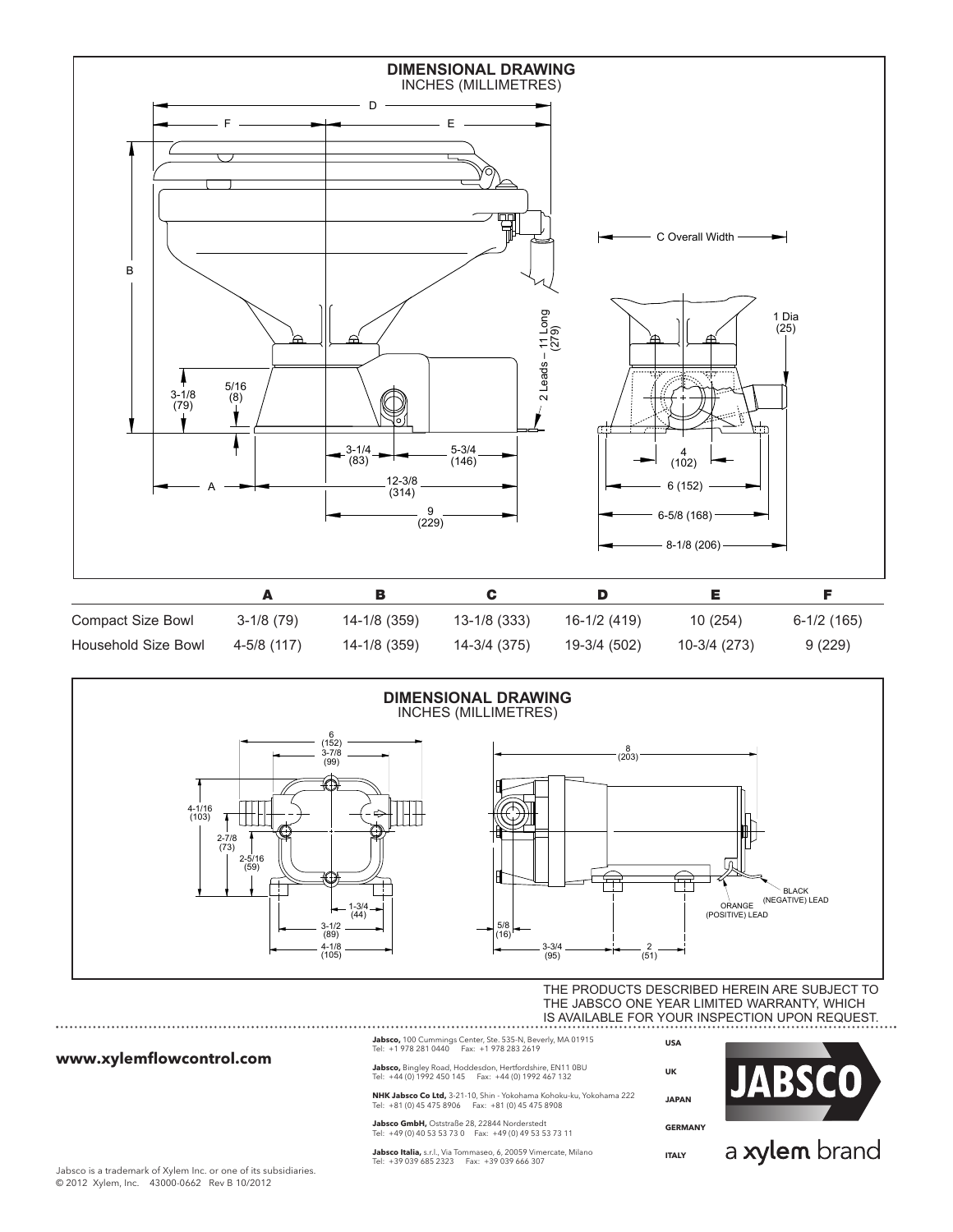## DIMENSIONAL DRAWING
INCHES (MILLIMETRES)

D
F
E
B
C Overall Width
2 Leads – 11 Long (279)
1 Dia (25)
3-1/8 (79)
5/16 (8)
3-1/4 (83)
5-3/4 (146)
A
12-3/8 (314)
9 (229)
4 (102)
6 (152)
6-5/8 (168)
8-1/8 (206)

| | A | B | C | D | E | F |
|---|---|---|---|---|---|---|
| Compact Size Bowl | 3-1/8 (79) | 14-1/8 (359) | 13-1/8 (333) | 16-1/2 (419) | 10 (254) | 6-1/2 (165) |
| Household Size Bowl | 4-5/8 (117) | 14-1/8 (359) | 14-3/4 (375) | 19-3/4 (502) | 10-3/4 (273) | 9 (229) |

## DIMENSIONAL DRAWING
INCHES (MILLIMETRES)

6 (152)
3-7/8 (99)
4-1/16 (103)
2-7/8 (73)
2-5/16 (59)
1-3/4 (44)
3-1/2 (89)
4-1/8 (105)
8 (203)
BLACK (NEGATIVE) LEAD
ORANGE (POSITIVE) LEAD
5/8 (16)
3-3/4 (95)
2 (51)

THE PRODUCTS DESCRIBED HEREIN ARE SUBJECT TO THE JABSCO ONE YEAR LIMITED WARRANTY, WHICH IS AVAILABLE FOR YOUR INSPECTION UPON REQUEST.

**www.xylemflowcontrol.com**

**Jabsco,** 100 Cummings Center, Ste. 535-N, Beverly, MA 01915
Tel: +1 978 281 0440 Fax: +1 978 283 2619 — **USA**

**Jabsco,** Bingley Road, Hoddesdon, Hertfordshire, EN11 0BU
Tel: +44 (0) 1992 450 145 Fax: +44 (0) 1992 467 132 — **UK**

**NHK Jabsco Co Ltd,** 3-21-10, Shin - Yokohama Kohoku-ku, Yokohama 222
Tel: +81 (0) 45 475 8906 Fax: +81 (0) 45 475 8908 — **JAPAN**

**Jabsco GmbH,** Oststraße 28, 22844 Norderstedt
Tel: +49 (0) 40 53 53 73 0 Fax: +49 (0) 49 53 53 73 11 — **GERMANY**

**Jabsco Italia,** s.r.l., Via Tommaseo, 6, 20059 Vimercate, Milano
Tel: +39 039 685 2323 Fax: +39 039 666 307 — **ITALY**

JABSCO
a xylem brand

Jabsco is a trademark of Xylem Inc. or one of its subsidiaries.
© 2012 Xylem, Inc. 43000-0662 Rev B 10/2012